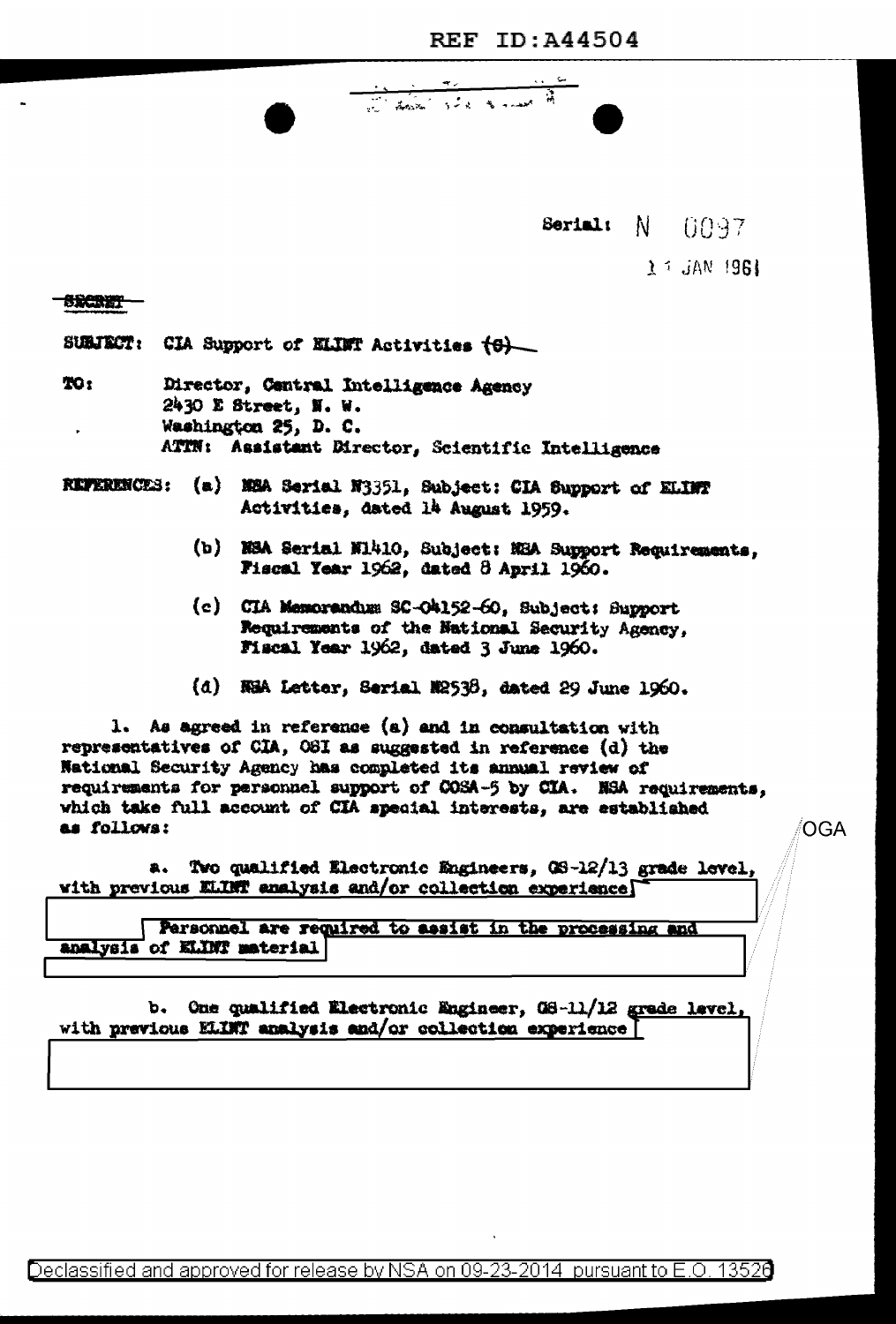REF ID:A44504

Serial: N 0097

11 JAN 1961

~~SECRET~~

SUBJECT: CIA Support of ELINT Activities ~~(S)~~

TO: Director, Central Intelligence Agency
2430 E Street, N. W.
Washington 25, D. C.
ATTN: Assistant Director, Scientific Intelligence

REFERENCES: (a) NSA Serial N3351, Subject: CIA Support of ELINT Activities, dated 14 August 1959.

(b) NSA Serial N1410, Subject: NSA Support Requirements, Fiscal Year 1962, dated 8 April 1960.

(c) CIA Memorandum SC-04152-60, Subject: Support Requirements of the National Security Agency, Fiscal Year 1962, dated 3 June 1960.

(d) NSA Letter, Serial N2538, dated 29 June 1960.

1. As agreed in reference (a) and in consultation with representatives of CIA, OSI as suggested in reference (d) the National Security Agency has completed its annual review of requirements for personnel support of COSA-5 by CIA. NSA requirements, which take full account of CIA special interests, are established as follows:

OGA

a. Two qualified Electronic Engineers, GS-12/13 grade level, with previous ELINT analysis and/or collection experience [REDACTED] Personnel are required to assist in the processing and analysis of ELINT material [REDACTED]

b. One qualified Electronic Engineer, GS-11/12 grade level, with previous ELINT analysis and/or collection experience [REDACTED]

Declassified and approved for release by NSA on 09-23-2014 pursuant to E.O. 13526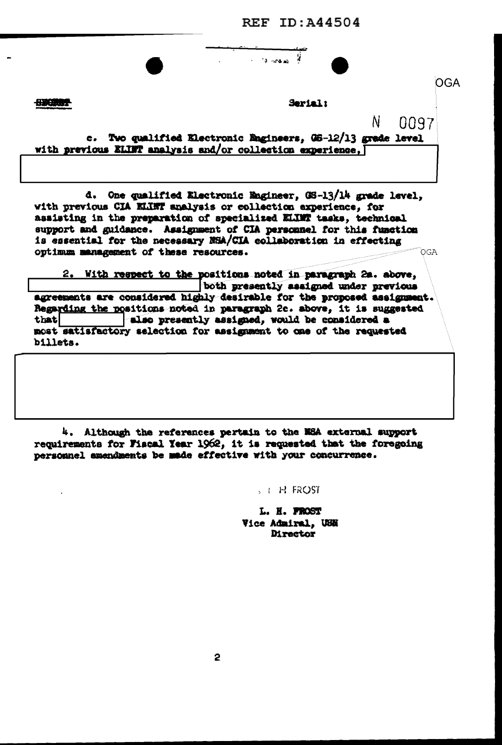REF ID:A44504

OGA

SECRET

Serial:

N 0097

c. Two qualified Electronic Engineers, GS-12/13 grade level with previous ELINT analysis and/or collection experience,

d. One qualified Electronic Engineer, GS-13/14 grade level, with previous CIA ELINT analysis or collection experience, for assisting in the preparation of specialized ELINT tasks, technical support and guidance. Assignment of CIA personnel for this function is essential for the necessary NSA/CIA collaboration in effecting optimum management of these resources.

OGA

2. With respect to the positions noted in paragraph 2a. above, both presently assigned under previous agreements are considered highly desirable for the proposed assignment. Regarding the positions noted in paragraph 2c. above, it is suggested that also presently assigned, would be considered a most satisfactory selection for assignment to one of the requested billets.

4. Although the references pertain to the NSA external support requirements for Fiscal Year 1962, it is requested that the foregoing personnel amendments be made effective with your concurrence.

L. H. FROST

L. H. FROST
Vice Admiral, USN
Director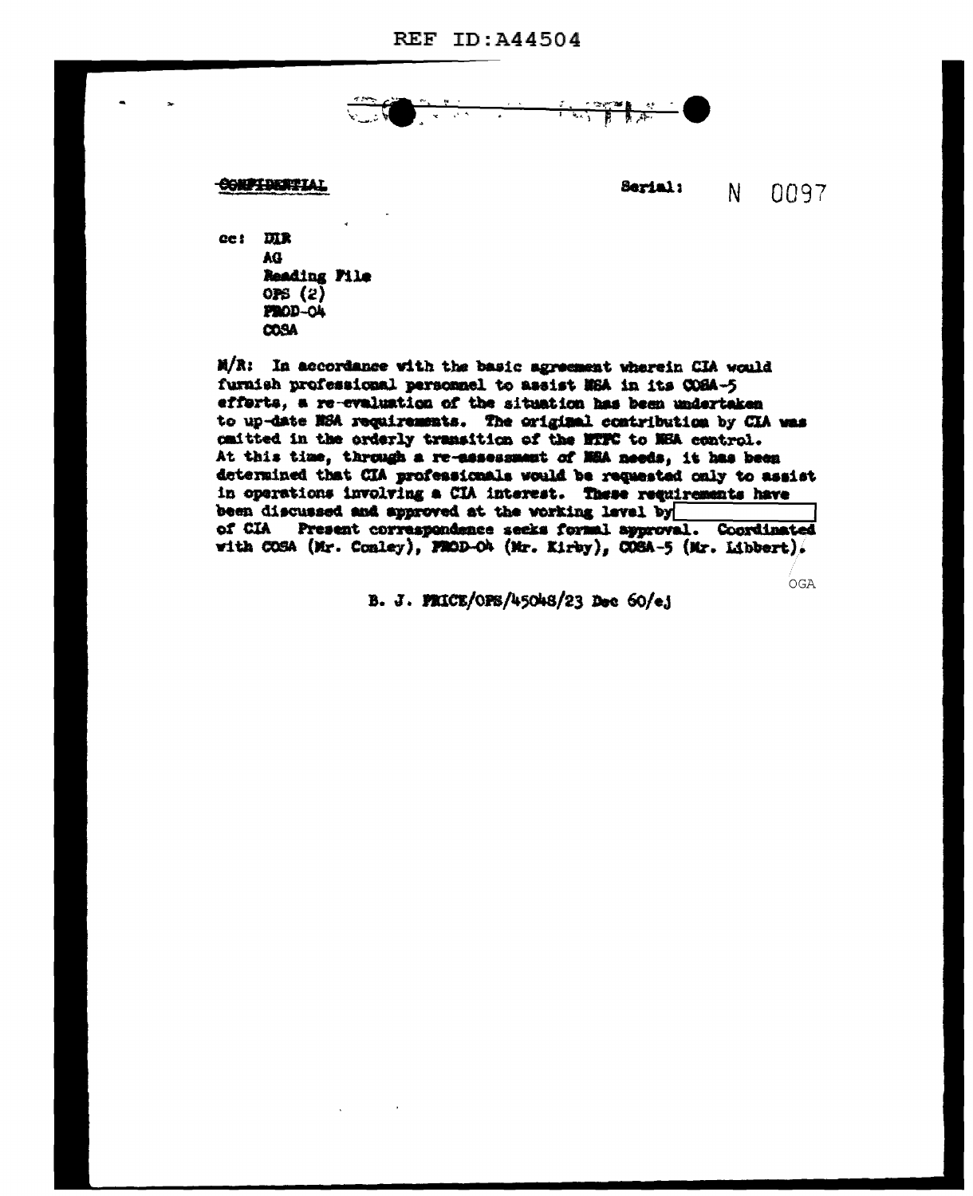REF ID:A44504

~~CONFIDENTIAL~~

Serial: N 0097

cc: DIR
AG
Reading File
OPS (2)
PROD-04
COSA

M/R: In accordance with the basic agreement wherein CIA would furnish professional personnel to assist NSA in its COSA-5 efforts, a re-evaluation of the situation has been undertaken to up-date NSA requirements. The original contribution by CIA was omitted in the orderly transition of the NTPC to NSA control. At this time, through a re-assessment of NSA needs, it has been determined that CIA professionals would be requested only to assist in operations involving a CIA interest. These requirements have been discussed and approved at the working level by [ ] of CIA Present correspondence seeks formal approval. Coordinated with COSA (Mr. Conley), PROD-04 (Mr. Kirby), COSA-5 (Mr. Libbert).

OGA

B. J. PRICE/OPS/45048/23 Dec 60/ej